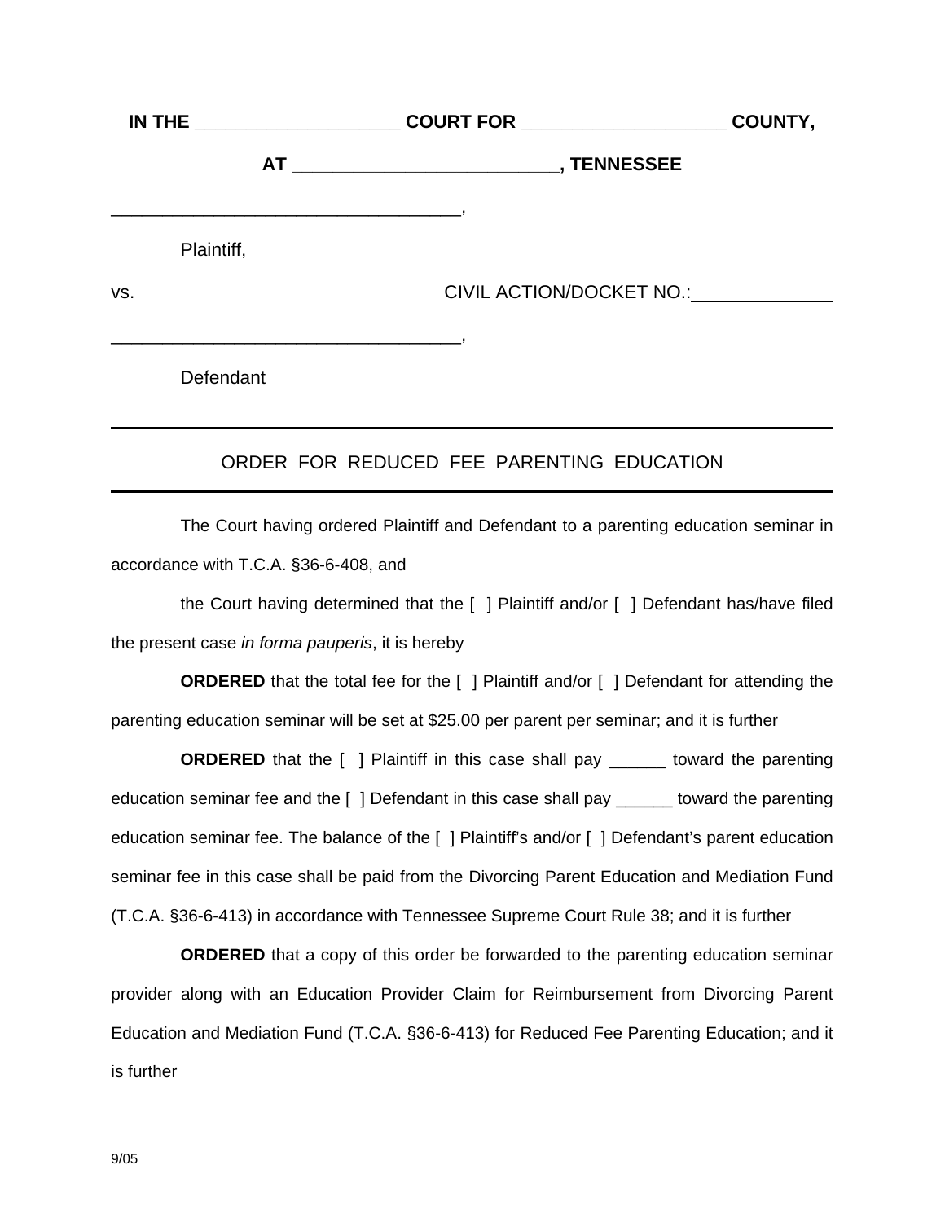**IN THE ____________________ COURT FOR ____________________ COUNTY,**

**AT __________________________, TENNESSEE**

___________________________________,

Plaintiff,

vs. CIVIL ACTION/DOCKET NO.:_____________

___________________________________,

Defendant

---

ORDER FOR REDUCED FEE PARENTING EDUCATION

---

The Court having ordered Plaintiff and Defendant to a parenting education seminar in accordance with T.C.A. §36-6-408, and

the Court having determined that the [ ] Plaintiff and/or [ ] Defendant has/have filed the present case *in forma pauperis*, it is hereby

**ORDERED** that the total fee for the [ ] Plaintiff and/or [ ] Defendant for attending the parenting education seminar will be set at $25.00 per parent per seminar; and it is further

**ORDERED** that the [ ] Plaintiff in this case shall pay ______ toward the parenting education seminar fee and the [ ] Defendant in this case shall pay ______ toward the parenting education seminar fee. The balance of the [ ] Plaintiff's and/or [ ] Defendant's parent education seminar fee in this case shall be paid from the Divorcing Parent Education and Mediation Fund (T.C.A. §36-6-413) in accordance with Tennessee Supreme Court Rule 38; and it is further

**ORDERED** that a copy of this order be forwarded to the parenting education seminar provider along with an Education Provider Claim for Reimbursement from Divorcing Parent Education and Mediation Fund (T.C.A. §36-6-413) for Reduced Fee Parenting Education; and it is further

9/05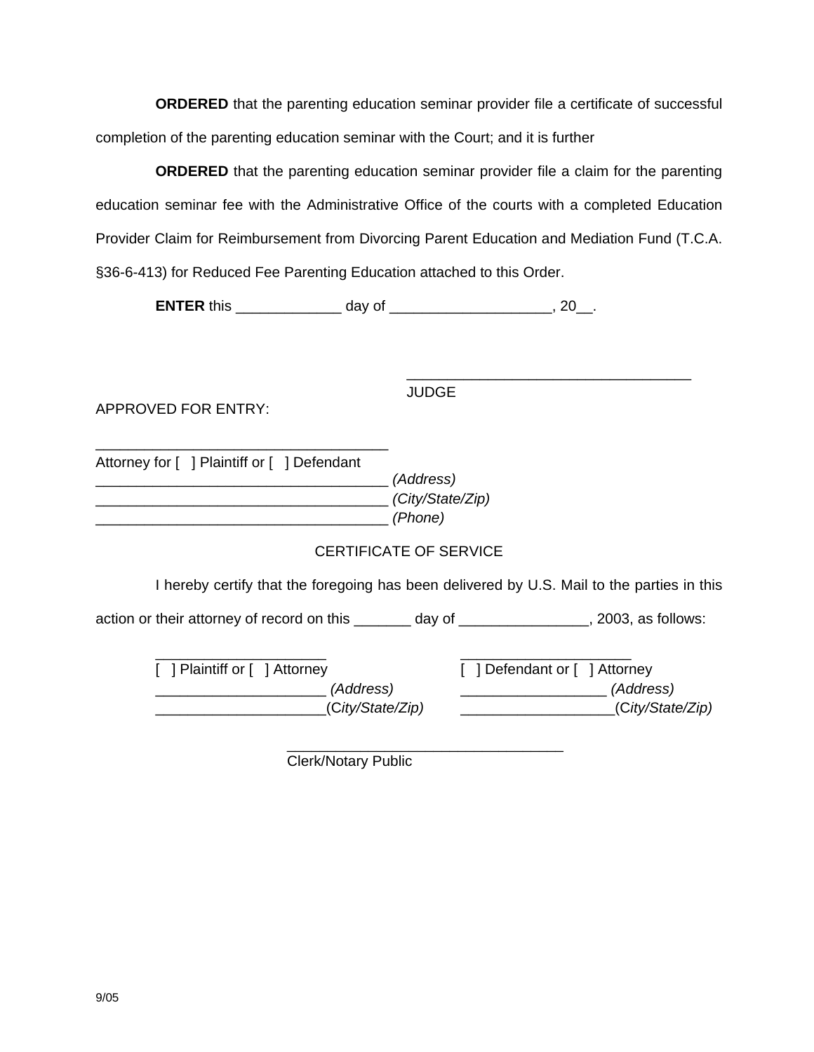**ORDERED** that the parenting education seminar provider file a certificate of successful completion of the parenting education seminar with the Court; and it is further

**ORDERED** that the parenting education seminar provider file a claim for the parenting education seminar fee with the Administrative Office of the courts with a completed Education Provider Claim for Reimbursement from Divorcing Parent Education and Mediation Fund (T.C.A. §36-6-413) for Reduced Fee Parenting Education attached to this Order.

**ENTER** this _____________ day of ____________________, 20__.

___________________________________
JUDGE

APPROVED FOR ENTRY:

____________________________________
Attorney for [ ] Plaintiff or [ ] Defendant
____________________________________ *(Address)*
____________________________________ *(City/State/Zip)*
____________________________________ *(Phone)*

CERTIFICATE OF SERVICE

I hereby certify that the foregoing has been delivered by U.S. Mail to the parties in this action or their attorney of record on this _______ day of ________________, 2003, as follows:

_____________________
[ ] Plaintiff or [ ] Attorney
____________________ *(Address)*
____________________ *(City/State/Zip)*

_____________________
[ ] Defendant or [ ] Attorney
_________________ *(Address)*
__________________ *(City/State/Zip)*

__________________________________
Clerk/Notary Public

9/05